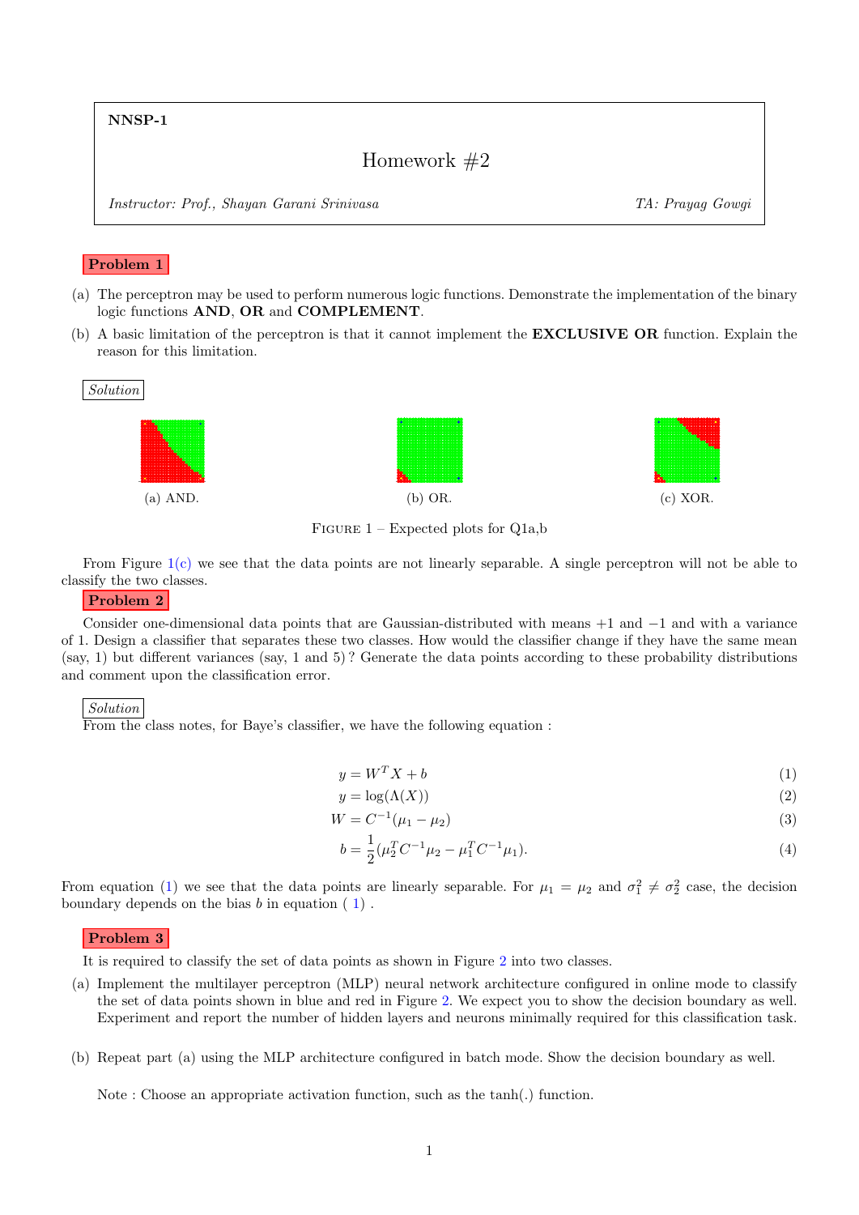**NNSP-1**

# Homework #2

*Instructor: Prof., Shayan Garani Srinivasa* *TA: Prayag Gowgi*

## Problem 1

(a) The perceptron may be used to perform numerous logic functions. Demonstrate the implementation of the binary logic functions **AND**, **OR** and **COMPLEMENT**.

(b) A basic limitation of the perceptron is that it cannot implement the **EXCLUSIVE OR** function. Explain the reason for this limitation.

*Solution*

(a) AND. (b) OR. (c) XOR.

Figure 1 – Expected plots for Q1a,b

From Figure 1(c) we see that the data points are not linearly separable. A single perceptron will not be able to classify the two classes.

## Problem 2

Consider one-dimensional data points that are Gaussian-distributed with means +1 and −1 and with a variance of 1. Design a classifier that separates these two classes. How would the classifier change if they have the same mean (say, 1) but different variances (say, 1 and 5) ? Generate the data points according to these probability distributions and comment upon the classification error.

*Solution*

From the class notes, for Baye's classifier, we have the following equation :

$$y = W^T X + b \tag{1}$$

$$y = \log(\Lambda(X)) \tag{2}$$

$$W = C^{-1}(\mu_1 - \mu_2) \tag{3}$$

$$b = \frac{1}{2}(\mu_2^T C^{-1} \mu_2 - \mu_1^T C^{-1} \mu_1). \tag{4}$$

From equation (1) we see that the data points are linearly separable. For $\mu_1 = \mu_2$ and $\sigma_1^2 \neq \sigma_2^2$ case, the decision boundary depends on the bias $b$ in equation ( 1) .

## Problem 3

It is required to classify the set of data points as shown in Figure 2 into two classes.

(a) Implement the multilayer perceptron (MLP) neural network architecture configured in online mode to classify the set of data points shown in blue and red in Figure 2. We expect you to show the decision boundary as well. Experiment and report the number of hidden layers and neurons minimally required for this classification task.

(b) Repeat part (a) using the MLP architecture configured in batch mode. Show the decision boundary as well.

Note : Choose an appropriate activation function, such as the tanh(.) function.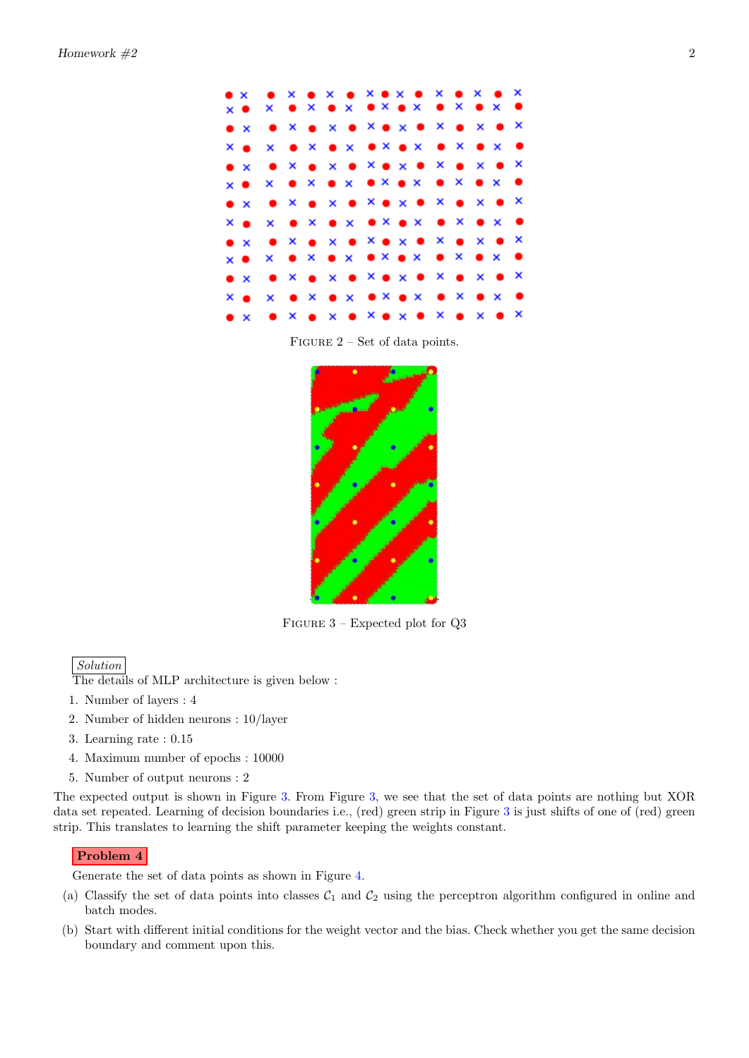Figure 2 – Set of data points.

Figure 3 – Expected plot for Q3

*Solution*

The details of MLP architecture is given below :

1. Number of layers : 4
2. Number of hidden neurons : 10/layer
3. Learning rate : 0.15
4. Maximum number of epochs : 10000
5. Number of output neurons : 2

The expected output is shown in Figure 3. From Figure 3, we see that the set of data points are nothing but XOR data set repeated. Learning of decision boundaries i.e., (red) green strip in Figure 3 is just shifts of one of (red) green strip. This translates to learning the shift parameter keeping the weights constant.

**Problem 4**

Generate the set of data points as shown in Figure 4.

(a) Classify the set of data points into classes $\mathcal{C}_1$ and $\mathcal{C}_2$ using the perceptron algorithm configured in online and batch modes.

(b) Start with different initial conditions for the weight vector and the bias. Check whether you get the same decision boundary and comment upon this.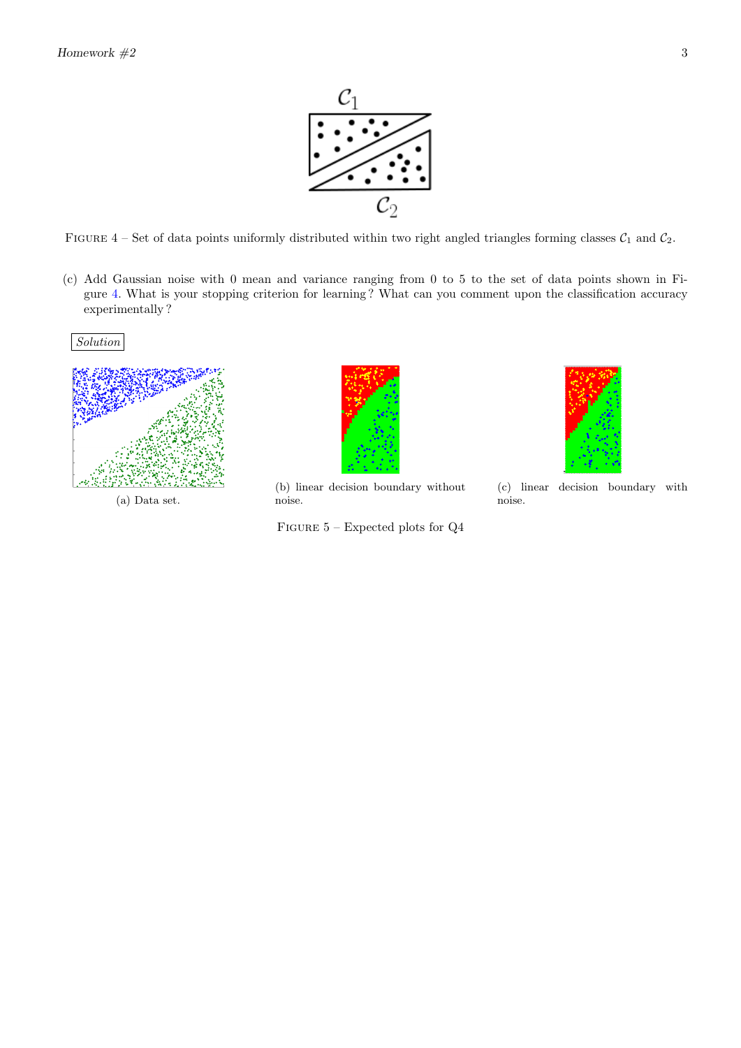$\mathcal{C}_1$

$\mathcal{C}_2$

FIGURE 4 – Set of data points uniformly distributed within two right angled triangles forming classes $\mathcal{C}_1$ and $\mathcal{C}_2$.

(c) Add Gaussian noise with 0 mean and variance ranging from 0 to 5 to the set of data points shown in Figure 4. What is your stopping criterion for learning ? What can you comment upon the classification accuracy experimentally ?

*Solution*

(a) Data set.

(b) linear decision boundary without noise.

(c) linear decision boundary with noise.

FIGURE 5 – Expected plots for Q4